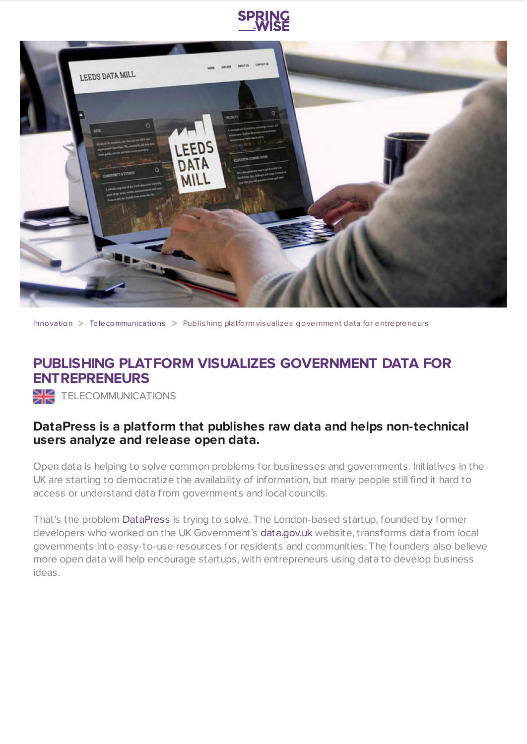Innovation > Telecommunications > Publishing platform visualizes government data for entrepreneurs

# PUBLISHING PLATFORM VISUALIZES GOVERNMENT DATA FOR ENTREPRENEURS

TELECOMMUNICATIONS

### DataPress is a platform that publishes raw data and helps non-technical users analyze and release open data.

Open data is helping to solve common problems for businesses and governments. Initiatives in the UK are starting to democratize the availability of information, but many people still find it hard to access or understand data from governments and local councils.

That's the problem DataPress is trying to solve. The London-based startup, founded by former developers who worked on the UK Government's data.gov.uk website, transforms data from local governments into easy-to-use resources for residents and communities. The founders also believe more open data will help encourage startups, with entrepreneurs using data to develop business ideas.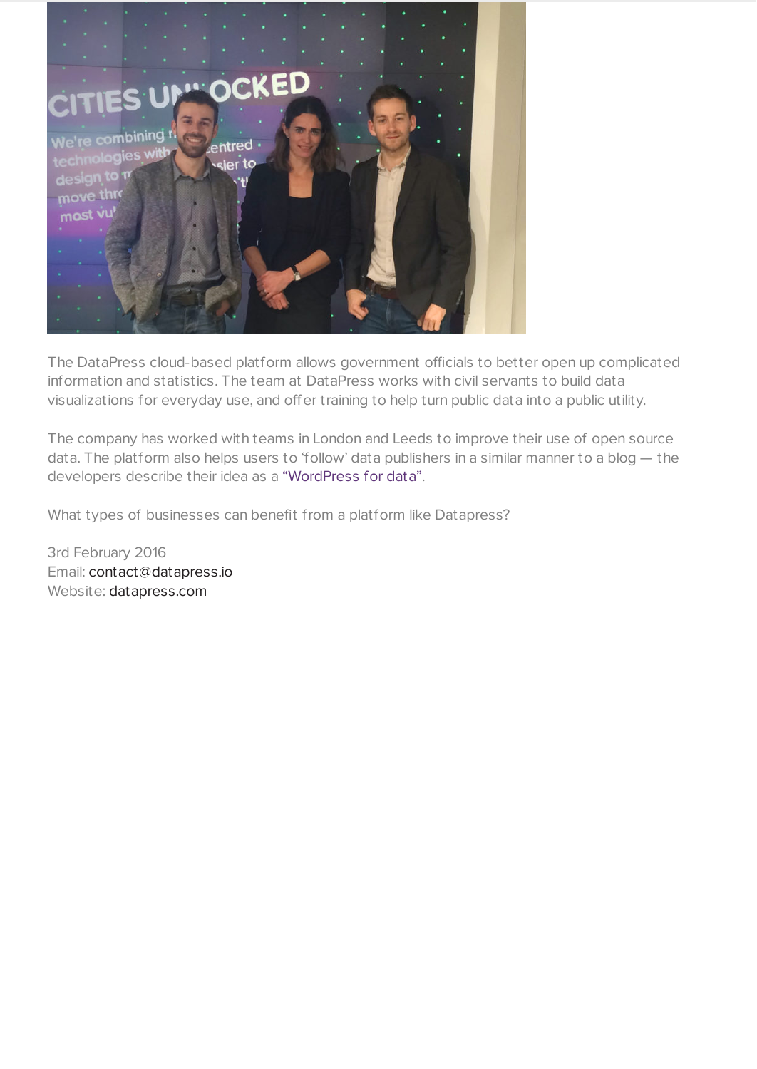The DataPress cloud-based platform allows government officials to better open up complicated information and statistics. The team at DataPress works with civil servants to build data visualizations for everyday use, and offer training to help turn public data into a public utility.

The company has worked with teams in London and Leeds to improve their use of open source data. The platform also helps users to 'follow' data publishers in a similar manner to a blog — the developers describe their idea as a "WordPress for data".

What types of businesses can benefit from a platform like Datapress?

3rd February 2016
Email: contact@datapress.io
Website: datapress.com